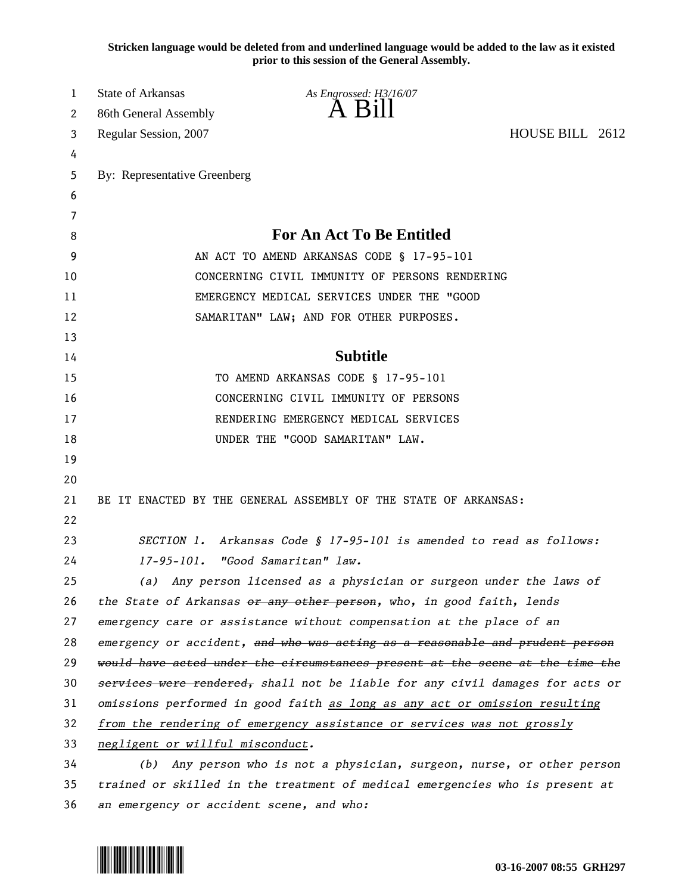**Stricken language would be deleted from and underlined language would be added to the law as it existed prior to this session of the General Assembly.**

State of Arkansas

*As Engrossed: H3/16/07*

86th General Assembly

# A Bill

Regular Session, 2007 HOUSE BILL 2612

By: Representative Greenberg

## For An Act To Be Entitled

AN ACT TO AMEND ARKANSAS CODE § 17-95-101 CONCERNING CIVIL IMMUNITY OF PERSONS RENDERING EMERGENCY MEDICAL SERVICES UNDER THE "GOOD SAMARITAN" LAW; AND FOR OTHER PURPOSES.

## Subtitle

TO AMEND ARKANSAS CODE § 17-95-101 CONCERNING CIVIL IMMUNITY OF PERSONS RENDERING EMERGENCY MEDICAL SERVICES UNDER THE "GOOD SAMARITAN" LAW.

BE IT ENACTED BY THE GENERAL ASSEMBLY OF THE STATE OF ARKANSAS:

*SECTION 1. Arkansas Code § 17-95-101 is amended to read as follows:*

*17-95-101. "Good Samaritan" law.*

*(a) Any person licensed as a physician or surgeon under the laws of the State of Arkansas ~~or any other person~~, who, in good faith, lends emergency care or assistance without compensation at the place of an emergency or accident, ~~and who was acting as a reasonable and prudent person would have acted under the circumstances present at the scene at the time the services were rendered,~~ shall not be liable for any civil damages for acts or omissions performed in good faith <u>as long as any act or omission resulting from the rendering of emergency assistance or services was not grossly negligent or willful misconduct</u>.*

*(b) Any person who is not a physician, surgeon, nurse, or other person trained or skilled in the treatment of medical emergencies who is present at an emergency or accident scene, and who:*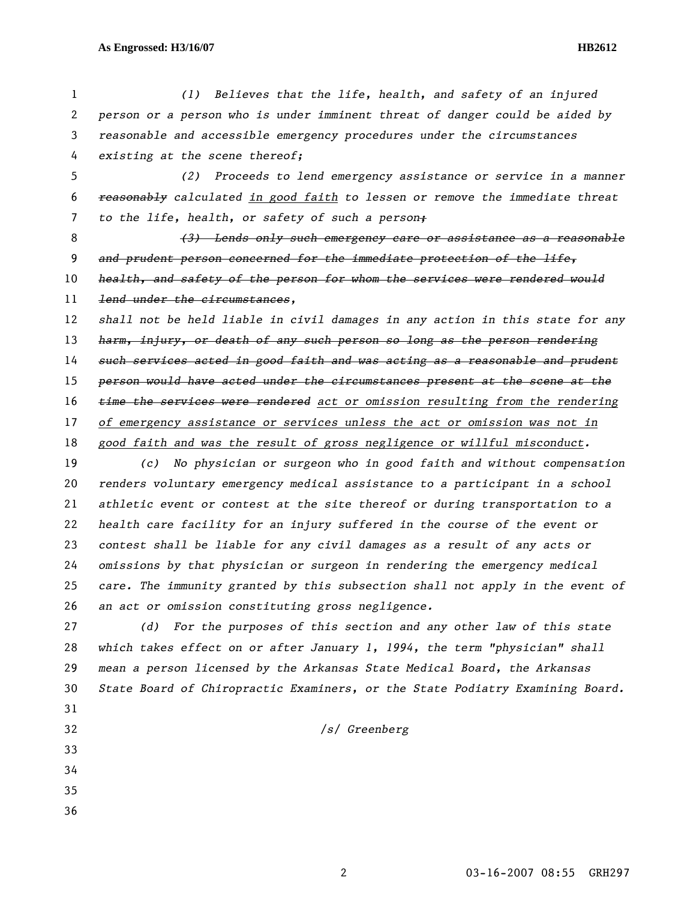*(1) Believes that the life, health, and safety of an injured person or a person who is under imminent threat of danger could be aided by reasonable and accessible emergency procedures under the circumstances existing at the scene thereof;*

*(2) Proceeds to lend emergency assistance or service in a manner ~~reasonably~~ calculated in good faith to lessen or remove the immediate threat to the life, health, or safety of such a person~~;~~*

*~~(3) Lends only such emergency care or assistance as a reasonable and prudent person concerned for the immediate protection of the life, health, and safety of the person for whom the services were rendered would lend under the circumstances~~,*

*shall not be held liable in civil damages in any action in this state for any ~~harm, injury, or death of any such person so long as the person rendering such services acted in good faith and was acting as a reasonable and prudent person would have acted under the circumstances present at the scene at the time the services were rendered~~ act or omission resulting from the rendering of emergency assistance or services unless the act or omission was not in good faith and was the result of gross negligence or willful misconduct.*

*(c) No physician or surgeon who in good faith and without compensation renders voluntary emergency medical assistance to a participant in a school athletic event or contest at the site thereof or during transportation to a health care facility for an injury suffered in the course of the event or contest shall be liable for any civil damages as a result of any acts or omissions by that physician or surgeon in rendering the emergency medical care. The immunity granted by this subsection shall not apply in the event of an act or omission constituting gross negligence.*

*(d) For the purposes of this section and any other law of this state which takes effect on or after January 1, 1994, the term "physician" shall mean a person licensed by the Arkansas State Medical Board, the Arkansas State Board of Chiropractic Examiners, or the State Podiatry Examining Board.*

*/s/ Greenberg*